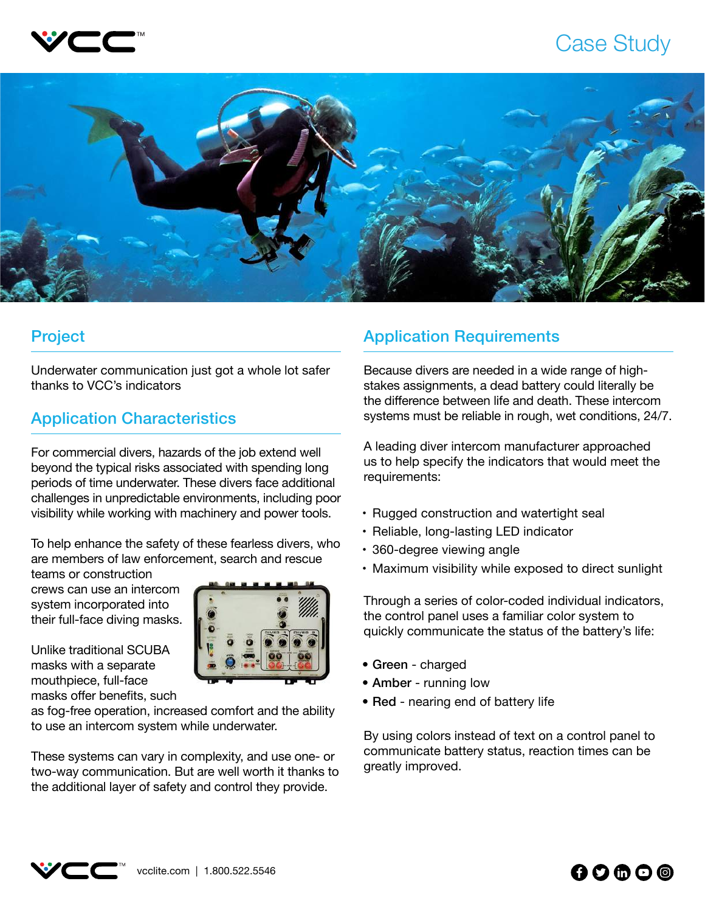# Case Study

## Project

Underwater communication just got a whole lot safer thanks to VCC's indicators

## Application Characteristics

For commercial divers, hazards of the job extend well beyond the typical risks associated with spending long periods of time underwater. These divers face additional challenges in unpredictable environments, including poor visibility while working with machinery and power tools.

To help enhance the safety of these fearless divers, who are members of law enforcement, search and rescue teams or construction crews can use an intercom system incorporated into their full-face diving masks.

Unlike traditional SCUBA masks with a separate mouthpiece, full-face masks offer benefits, such as fog-free operation, increased comfort and the ability to use an intercom system while underwater.

These systems can vary in complexity, and use one- or two-way communication. But are well worth it thanks to the additional layer of safety and control they provide.

## Application Requirements

Because divers are needed in a wide range of high-stakes assignments, a dead battery could literally be the difference between life and death. These intercom systems must be reliable in rough, wet conditions, 24/7.

A leading diver intercom manufacturer approached us to help specify the indicators that would meet the requirements:

- Rugged construction and watertight seal
- Reliable, long-lasting LED indicator
- 360-degree viewing angle
- Maximum visibility while exposed to direct sunlight

Through a series of color-coded individual indicators, the control panel uses a familiar color system to quickly communicate the status of the battery's life:

- **Green** - charged
- **Amber** - running low
- **Red** - nearing end of battery life

By using colors instead of text on a control panel to communicate battery status, reaction times can be greatly improved.

vcclite.com | 1.800.522.5546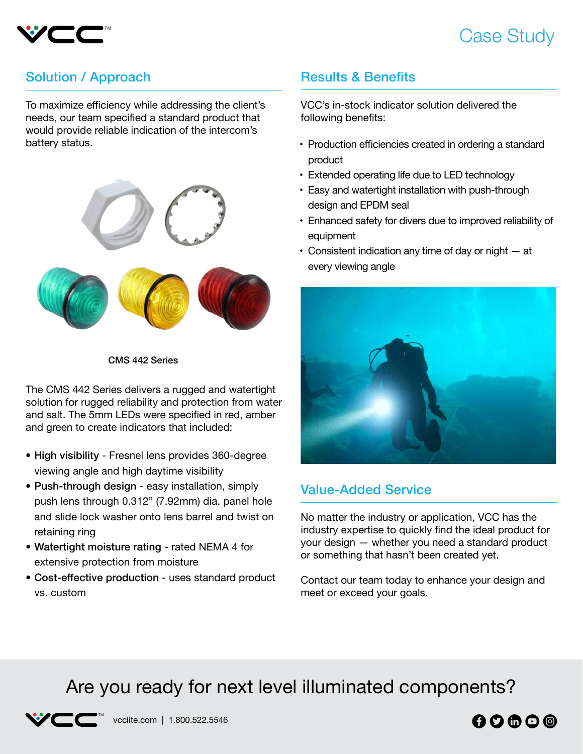# Case Study

## Solution / Approach

To maximize efficiency while addressing the client's needs, our team specified a standard product that would provide reliable indication of the intercom's battery status.

CMS 442 Series

The CMS 442 Series delivers a rugged and watertight solution for rugged reliability and protection from water and salt. The 5mm LEDs were specified in red, amber and green to create indicators that included:

- **High visibility** - Fresnel lens provides 360-degree viewing angle and high daytime visibility
- **Push-through design** - easy installation, simply push lens through 0.312" (7.92mm) dia. panel hole and slide lock washer onto lens barrel and twist on retaining ring
- **Watertight moisture rating** - rated NEMA 4 for extensive protection from moisture
- **Cost-effective production** - uses standard product vs. custom

## Results & Benefits

VCC's in-stock indicator solution delivered the following benefits:

- Production efficiencies created in ordering a standard product
- Extended operating life due to LED technology
- Easy and watertight installation with push-through design and EPDM seal
- Enhanced safety for divers due to improved reliability of equipment
- Consistent indication any time of day or night — at every viewing angle

## Value-Added Service

No matter the industry or application, VCC has the industry expertise to quickly find the ideal product for your design — whether you need a standard product or something that hasn't been created yet.

Contact our team today to enhance your design and meet or exceed your goals.

Are you ready for next level illuminated components?

vcclite.com | 1.800.522.5546